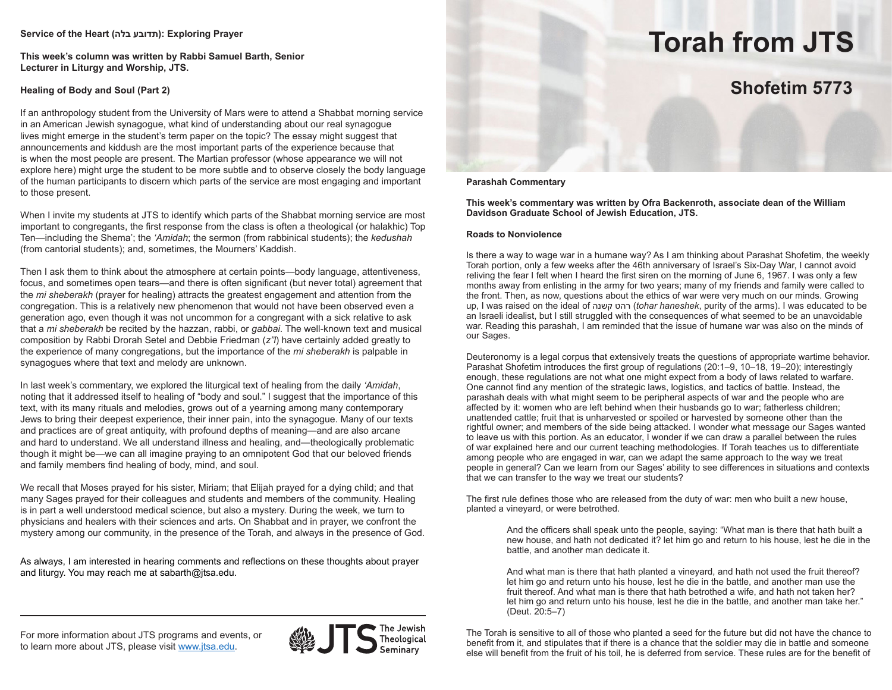# Torah from JTS

## Shofetim 5773

### Parashah Commentary

**This week's commentary was written by Ofra Backenroth, associate dean of the William Davidson Graduate School of Jewish Education, JTS.**

**Roads to Nonviolence**

Is there a way to wage war in a humane way? As I am thinking about Parashat Shofetim, the weekly Torah portion, only a few weeks after the 46th anniversary of Israel's Six-Day War, I cannot avoid reliving the fear I felt when I heard the first siren on the morning of June 6, 1967. I was only a few months away from enlisting in the army for two years; many of my friends and family were called to the front. Then, as now, questions about the ethics of war were very much on our minds. Growing up, I was raised on the ideal of טוהר הנשק (*tohar haneshek*, purity of the arms). I was educated to be an Israeli idealist, but I still struggled with the consequences of what seemed to be an unavoidable war. Reading this parashah, I am reminded that the issue of humane war was also on the minds of our Sages.

Deuteronomy is a legal corpus that extensively treats the questions of appropriate wartime behavior. Parashat Shofetim introduces the first group of regulations (20:1–9, 10–18, 19–20); interestingly enough, these regulations are not what one might expect from a body of laws related to warfare. One cannot find any mention of the strategic laws, logistics, and tactics of battle. Instead, the parashah deals with what might seem to be peripheral aspects of war and the people who are affected by it: women who are left behind when their husbands go to war; fatherless children; unattended cattle; fruit that is unharvested or spoiled or harvested by someone other than the rightful owner; and members of the side being attacked. I wonder what message our Sages wanted to leave us with this portion. As an educator, I wonder if we can draw a parallel between the rules of war explained here and our current teaching methodologies. If Torah teaches us to differentiate among people who are engaged in war, can we adapt the same approach to the way we treat people in general? Can we learn from our Sages' ability to see differences in situations and contexts that we can transfer to the way we treat our students?

The first rule defines those who are released from the duty of war: men who built a new house, planted a vineyard, or were betrothed.

> And the officers shall speak unto the people, saying: "What man is there that hath built a new house, and hath not dedicated it? let him go and return to his house, lest he die in the battle, and another man dedicate it.
>
> And what man is there that hath planted a vineyard, and hath not used the fruit thereof? let him go and return unto his house, lest he die in the battle, and another man use the fruit thereof. And what man is there that hath betrothed a wife, and hath not taken her? let him go and return unto his house, lest he die in the battle, and another man take her." (Deut. 20:5–7)

The Torah is sensitive to all of those who planted a seed for the future but did not have the chance to benefit from it, and stipulates that if there is a chance that the soldier may die in battle and someone else will benefit from the fruit of his toil, he is deferred from service. These rules are for the benefit of

---

**Service of the Heart (תדובע בלה): Exploring Prayer**

**This week's column was written by Rabbi Samuel Barth, Senior Lecturer in Liturgy and Worship, JTS.**

**Healing of Body and Soul (Part 2)**

If an anthropology student from the University of Mars were to attend a Shabbat morning service in an American Jewish synagogue, what kind of understanding about our real synagogue lives might emerge in the student's term paper on the topic? The essay might suggest that announcements and kiddush are the most important parts of the experience because that is when the most people are present. The Martian professor (whose appearance we will not explore here) might urge the student to be more subtle and to observe closely the body language of the human participants to discern which parts of the service are most engaging and important to those present.

When I invite my students at JTS to identify which parts of the Shabbat morning service are most important to congregants, the first response from the class is often a theological (or halakhic) Top Ten—including the Shema'; the *'Amidah*; the sermon (from rabbinical students); the *kedushah* (from cantorial students); and, sometimes, the Mourners' Kaddish.

Then I ask them to think about the atmosphere at certain points—body language, attentiveness, focus, and sometimes open tears—and there is often significant (but never total) agreement that the *mi sheberakh* (prayer for healing) attracts the greatest engagement and attention from the congregation. This is a relatively new phenomenon that would not have been observed even a generation ago, even though it was not uncommon for a congregant with a sick relative to ask that a *mi sheberakh* be recited by the hazzan, rabbi, or *gabbai*. The well-known text and musical composition by Rabbi Drorah Setel and Debbie Friedman (*z"l*) have certainly added greatly to the experience of many congregations, but the importance of the *mi sheberakh* is palpable in synagogues where that text and melody are unknown.

In last week's commentary, we explored the liturgical text of healing from the daily *'Amidah*, noting that it addressed itself to healing of "body and soul." I suggest that the importance of this text, with its many rituals and melodies, grows out of a yearning among many contemporary Jews to bring their deepest experience, their inner pain, into the synagogue. Many of our texts and practices are of great antiquity, with profound depths of meaning—and are also arcane and hard to understand. We all understand illness and healing, and—theologically problematic though it might be—we can all imagine praying to an omnipotent God that our beloved friends and family members find healing of body, mind, and soul.

We recall that Moses prayed for his sister, Miriam; that Elijah prayed for a dying child; and that many Sages prayed for their colleagues and students and members of the community. Healing is in part a well understood medical science, but also a mystery. During the week, we turn to physicians and healers with their sciences and arts. On Shabbat and in prayer, we confront the mystery among our community, in the presence of the Torah, and always in the presence of God.

As always, I am interested in hearing comments and reflections on these thoughts about prayer and liturgy. You may reach me at sabarth@jtsa.edu.

---

For more information about JTS programs and events, or to learn more about JTS, please visit www.jtsa.edu.

JTS The Jewish Theological Seminary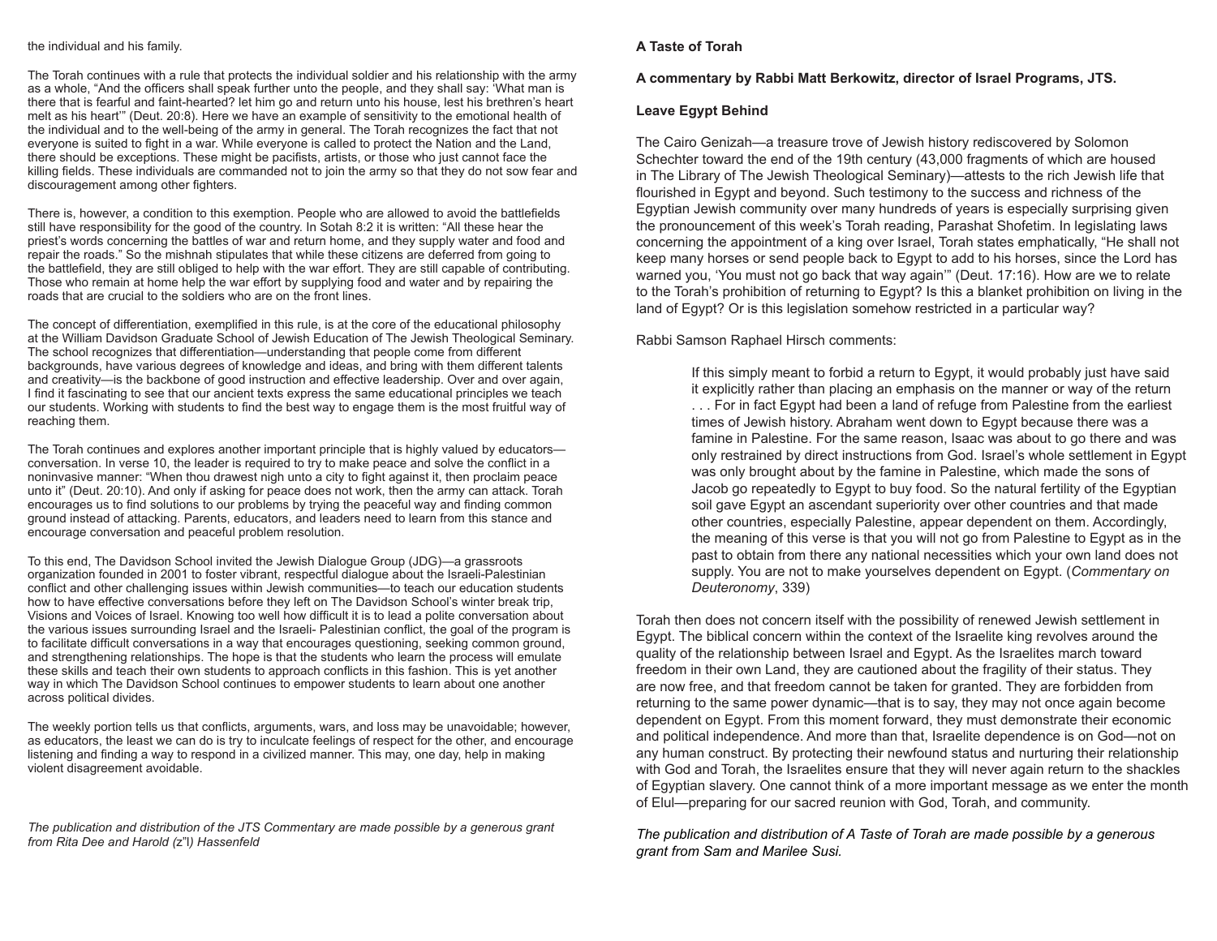the individual and his family.

The Torah continues with a rule that protects the individual soldier and his relationship with the army as a whole, "And the officers shall speak further unto the people, and they shall say: 'What man is there that is fearful and faint-hearted? let him go and return unto his house, lest his brethren's heart melt as his heart'" (Deut. 20:8). Here we have an example of sensitivity to the emotional health of the individual and to the well-being of the army in general. The Torah recognizes the fact that not everyone is suited to fight in a war. While everyone is called to protect the Nation and the Land, there should be exceptions. These might be pacifists, artists, or those who just cannot face the killing fields. These individuals are commanded not to join the army so that they do not sow fear and discouragement among other fighters.

There is, however, a condition to this exemption. People who are allowed to avoid the battlefields still have responsibility for the good of the country. In Sotah 8:2 it is written: "All these hear the priest's words concerning the battles of war and return home, and they supply water and food and repair the roads." So the mishnah stipulates that while these citizens are deferred from going to the battlefield, they are still obliged to help with the war effort. They are still capable of contributing. Those who remain at home help the war effort by supplying food and water and by repairing the roads that are crucial to the soldiers who are on the front lines.

The concept of differentiation, exemplified in this rule, is at the core of the educational philosophy at the William Davidson Graduate School of Jewish Education of The Jewish Theological Seminary. The school recognizes that differentiation—understanding that people come from different backgrounds, have various degrees of knowledge and ideas, and bring with them different talents and creativity—is the backbone of good instruction and effective leadership. Over and over again, I find it fascinating to see that our ancient texts express the same educational principles we teach our students. Working with students to find the best way to engage them is the most fruitful way of reaching them.

The Torah continues and explores another important principle that is highly valued by educators—conversation. In verse 10, the leader is required to try to make peace and solve the conflict in a noninvasive manner: "When thou drawest nigh unto a city to fight against it, then proclaim peace unto it" (Deut. 20:10). And only if asking for peace does not work, then the army can attack. Torah encourages us to find solutions to our problems by trying the peaceful way and finding common ground instead of attacking. Parents, educators, and leaders need to learn from this stance and encourage conversation and peaceful problem resolution.

To this end, The Davidson School invited the Jewish Dialogue Group (JDG)—a grassroots organization founded in 2001 to foster vibrant, respectful dialogue about the Israeli-Palestinian conflict and other challenging issues within Jewish communities—to teach our education students how to have effective conversations before they left on The Davidson School's winter break trip, Visions and Voices of Israel. Knowing too well how difficult it is to lead a polite conversation about the various issues surrounding Israel and the Israeli- Palestinian conflict, the goal of the program is to facilitate difficult conversations in a way that encourages questioning, seeking common ground, and strengthening relationships. The hope is that the students who learn the process will emulate these skills and teach their own students to approach conflicts in this fashion. This is yet another way in which The Davidson School continues to empower students to learn about one another across political divides.

The weekly portion tells us that conflicts, arguments, wars, and loss may be unavoidable; however, as educators, the least we can do is try to inculcate feelings of respect for the other, and encourage listening and finding a way to respond in a civilized manner. This may, one day, help in making violent disagreement avoidable.

*The publication and distribution of the JTS Commentary are made possible by a generous grant from Rita Dee and Harold (z"l) Hassenfeld*

**A Taste of Torah**

**A commentary by Rabbi Matt Berkowitz, director of Israel Programs, JTS.**

**Leave Egypt Behind**

The Cairo Genizah—a treasure trove of Jewish history rediscovered by Solomon Schechter toward the end of the 19th century (43,000 fragments of which are housed in The Library of The Jewish Theological Seminary)—attests to the rich Jewish life that flourished in Egypt and beyond. Such testimony to the success and richness of the Egyptian Jewish community over many hundreds of years is especially surprising given the pronouncement of this week's Torah reading, Parashat Shofetim. In legislating laws concerning the appointment of a king over Israel, Torah states emphatically, "He shall not keep many horses or send people back to Egypt to add to his horses, since the Lord has warned you, 'You must not go back that way again'" (Deut. 17:16). How are we to relate to the Torah's prohibition of returning to Egypt? Is this a blanket prohibition on living in the land of Egypt? Or is this legislation somehow restricted in a particular way?

Rabbi Samson Raphael Hirsch comments:

> If this simply meant to forbid a return to Egypt, it would probably just have said it explicitly rather than placing an emphasis on the manner or way of the return . . . For in fact Egypt had been a land of refuge from Palestine from the earliest times of Jewish history. Abraham went down to Egypt because there was a famine in Palestine. For the same reason, Isaac was about to go there and was only restrained by direct instructions from God. Israel's whole settlement in Egypt was only brought about by the famine in Palestine, which made the sons of Jacob go repeatedly to Egypt to buy food. So the natural fertility of the Egyptian soil gave Egypt an ascendant superiority over other countries and that made other countries, especially Palestine, appear dependent on them. Accordingly, the meaning of this verse is that you will not go from Palestine to Egypt as in the past to obtain from there any national necessities which your own land does not supply. You are not to make yourselves dependent on Egypt. (*Commentary on Deuteronomy*, 339)

Torah then does not concern itself with the possibility of renewed Jewish settlement in Egypt. The biblical concern within the context of the Israelite king revolves around the quality of the relationship between Israel and Egypt. As the Israelites march toward freedom in their own Land, they are cautioned about the fragility of their status. They are now free, and that freedom cannot be taken for granted. They are forbidden from returning to the same power dynamic—that is to say, they may not once again become dependent on Egypt. From this moment forward, they must demonstrate their economic and political independence. And more than that, Israelite dependence is on God—not on any human construct. By protecting their newfound status and nurturing their relationship with God and Torah, the Israelites ensure that they will never again return to the shackles of Egyptian slavery. One cannot think of a more important message as we enter the month of Elul—preparing for our sacred reunion with God, Torah, and community.

*The publication and distribution of A Taste of Torah are made possible by a generous grant from Sam and Marilee Susi.*